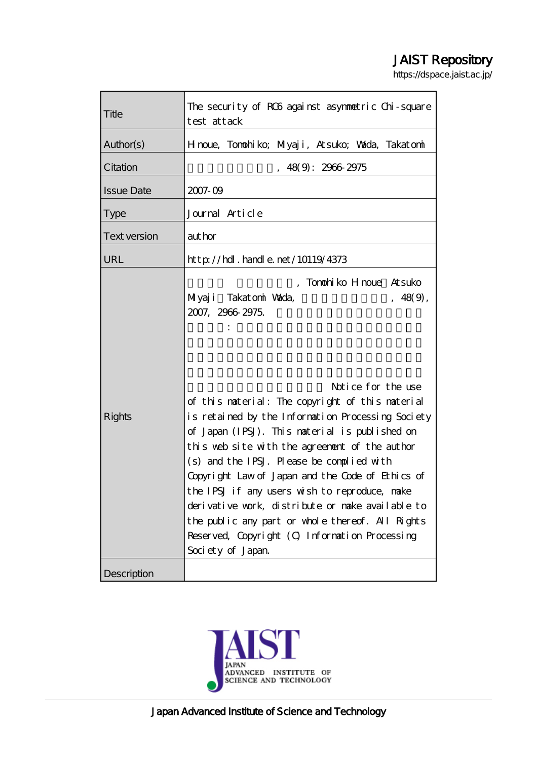# JAIST Repository

https://dspace.jaist.ac.jp/

| | |
|---|---|
| Title | The security of RC6 against asymmetric Chi-square test attack |
| Author(s) | Hinoue, Tomohiko; Miyaji, Atsuko; Wada, Takatomi |
| Citation | , 48(9): 2966-2975 |
| Issue Date | 2007-09 |
| Type | Journal Article |
| Text version | author |
| URL | http://hdl.handle.net/10119/4373 |
| Rights | , Tomohiko Hinoue Atsuko Miyaji Takatomi Wada, , 48(9), 2007, 2966-2975. : Notice for the use of this material: The copyright of this material is retained by the Information Processing Society of Japan (IPSJ). This material is published on this web site with the agreement of the author(s) and the IPSJ. Please be complied with Copyright Law of Japan and the Code of Ethics of the IPSJ if any users wish to reproduce, make derivative work, distribute or make available to the public any part or whole thereof. All Rights Reserved, Copyright (C) Information Processing Society of Japan. |
| Description | |

JAIST
JAPAN ADVANCED INSTITUTE OF SCIENCE AND TECHNOLOGY

Japan Advanced Institute of Science and Technology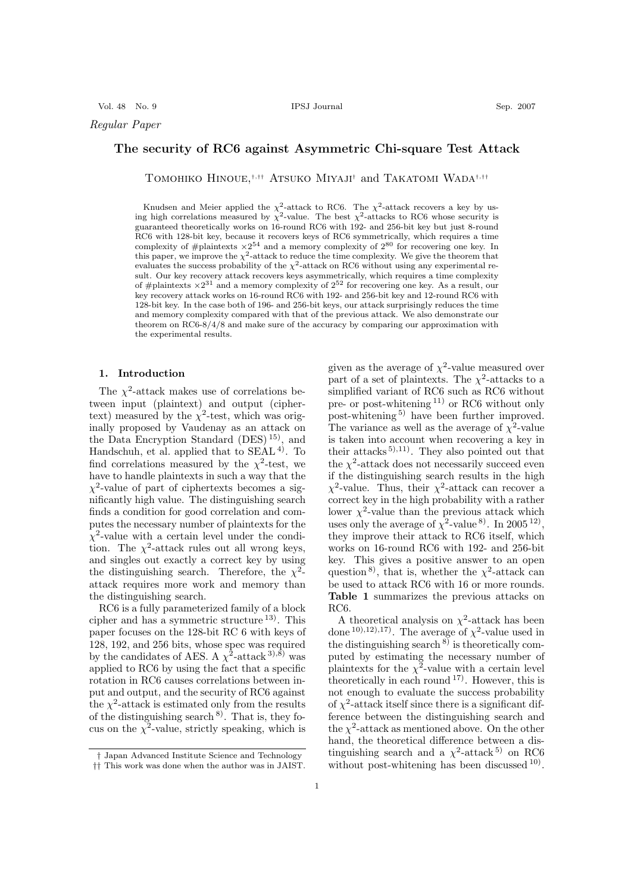*Regular Paper*

# The security of RC6 against Asymmetric Chi-square Test Attack

Tomohiko Hinoue,[†,††] Atsuko Miyaji[†] and Takatomi Wada[†,††]

Knudsen and Meier applied the $\chi^2$-attack to RC6. The $\chi^2$-attack recovers a key by using high correlations measured by $\chi^2$-value. The best $\chi^2$-attacks to RC6 whose security is guaranteed theoretically works on 16-round RC6 with 192- and 256-bit key but just 8-round RC6 with 128-bit key, because it recovers keys of RC6 symmetrically, which requires a time complexity of #plaintexts $\times 2^{54}$ and a memory complexity of $2^{80}$ for recovering one key. In this paper, we improve the $\chi^2$-attack to reduce the time complexity. We give the theorem that evaluates the success probability of the $\chi^2$-attack on RC6 without using any experimental result. Our key recovery attack recovers keys asymmetrically, which requires a time complexity of #plaintexts $\times 2^{31}$ and a memory complexity of $2^{52}$ for recovering one key. As a result, our key recovery attack works on 16-round RC6 with 192- and 256-bit key and 12-round RC6 with 128-bit key. In the case both of 196- and 256-bit keys, our attack surprisingly reduces the time and memory complexity compared with that of the previous attack. We also demonstrate our theorem on RC6-8/4/8 and make sure of the accuracy by comparing our approximation with the experimental results.

## 1. Introduction

The $\chi^2$-attack makes use of correlations between input (plaintext) and output (ciphertext) measured by the $\chi^2$-test, which was originally proposed by Vaudenay as an attack on the Data Encryption Standard (DES)[15], and Handschuh, et al. applied that to SEAL[4]. To find correlations measured by the $\chi^2$-test, we have to handle plaintexts in such a way that the $\chi^2$-value of part of ciphertexts becomes a significantly high value. The distinguishing search finds a condition for good correlation and computes the necessary number of plaintexts for the $\chi^2$-value with a certain level under the condition. The $\chi^2$-attack rules out all wrong keys, and singles out exactly a correct key by using the distinguishing search. Therefore, the $\chi^2$-attack requires more work and memory than the distinguishing search.

RC6 is a fully parameterized family of a block cipher and has a symmetric structure[13]. This paper focuses on the 128-bit RC 6 with keys of 128, 192, and 256 bits, whose spec was required by the candidates of AES. A $\chi^2$-attack[3),8] was applied to RC6 by using the fact that a specific rotation in RC6 causes correlations between input and output, and the security of RC6 against the $\chi^2$-attack is estimated only from the results of the distinguishing search[8]. That is, they focus on the $\chi^2$-value, strictly speaking, which is given as the average of $\chi^2$-value measured over part of a set of plaintexts. The $\chi^2$-attacks to a simplified variant of RC6 such as RC6 without pre- or post-whitening[11] or RC6 without only post-whitening[5] have been further improved. The variance as well as the average of $\chi^2$-value is taken into account when recovering a key in their attacks[5),11]. They also pointed out that the $\chi^2$-attack does not necessarily succeed even if the distinguishing search results in the high $\chi^2$-value. Thus, their $\chi^2$-attack can recover a correct key in the high probability with a rather lower $\chi^2$-value than the previous attack which uses only the average of $\chi^2$-value[8]. In 2005[12], they improve their attack to RC6 itself, which works on 16-round RC6 with 192- and 256-bit key. This gives a positive answer to an open question[8], that is, whether the $\chi^2$-attack can be used to attack RC6 with 16 or more rounds. **Table 1** summarizes the previous attacks on RC6.

A theoretical analysis on $\chi^2$-attack has been done[10),12),17]. The average of $\chi^2$-value used in the distinguishing search[8] is theoretically computed by estimating the necessary number of plaintexts for the $\chi^2$-value with a certain level theoretically in each round[17]. However, this is not enough to evaluate the success probability of $\chi^2$-attack itself since there is a significant difference between the distinguishing search and the $\chi^2$-attack as mentioned above. On the other hand, the theoretical difference between a distinguishing search and a $\chi^2$-attack[5] on RC6 without post-whitening has been discussed[10].

† Japan Advanced Institute Science and Technology
†† This work was done when the author was in JAIST.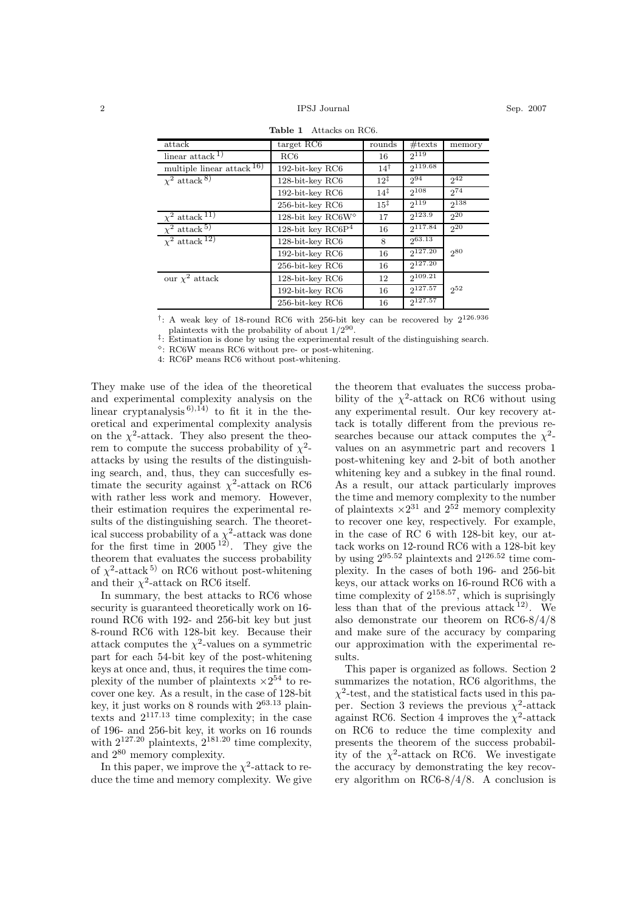**Table 1** Attacks on RC6.

| attack | target RC6 | rounds | #texts | memory |
|---|---|---|---|---|
| linear attack [1] | RC6 | 16 | $2^{119}$ | |
| multiple linear attack [16] | 192-bit-key RC6 | $14^{\dagger}$ | $2^{119.68}$ | |
| $\chi^2$ attack [8] | 128-bit-key RC6 | $12^{\ddagger}$ | $2^{94}$ | $2^{42}$ |
| | 192-bit-key RC6 | $14^{\ddagger}$ | $2^{108}$ | $2^{74}$ |
| | 256-bit-key RC6 | $15^{\ddagger}$ | $2^{119}$ | $2^{138}$ |
| $\chi^2$ attack [11] | 128-bit key RC6W$^{\diamond}$ | 17 | $2^{123.9}$ | $2^{20}$ |
| $\chi^2$ attack [5] | 128-bit key RC6P$^{4}$ | 16 | $2^{117.84}$ | $2^{20}$ |
| $\chi^2$ attack [12] | 128-bit-key RC6 | 8 | $2^{63.13}$ | |
| | 192-bit-key RC6 | 16 | $2^{127.20}$ | $2^{80}$ |
| | 256-bit-key RC6 | 16 | $2^{127.20}$ | |
| our $\chi^2$ attack | 128-bit-key RC6 | 12 | $2^{109.21}$ | |
| | 192-bit-key RC6 | 16 | $2^{127.57}$ | $2^{52}$ |
| | 256-bit-key RC6 | 16 | $2^{127.57}$ | |

$\dagger$: A weak key of 18-round RC6 with 256-bit key can be recovered by $2^{126.936}$ plaintexts with the probability of about $1/2^{90}$.
$\ddagger$: Estimation is done by using the experimental result of the distinguishing search.
$\diamond$: RC6W means RC6 without pre- or post-whitening.
4: RC6P means RC6 without post-whitening.

They make use of the idea of the theoretical and experimental complexity analysis on the linear cryptanalysis [6),14)] to fit it in the theoretical and experimental complexity analysis on the $\chi^2$-attack. They also present the theorem to compute the success probability of $\chi^2$-attacks by using the results of the distinguishing search, and, thus, they can succesfully estimate the security against $\chi^2$-attack on RC6 with rather less work and memory. However, their estimation requires the experimental results of the distinguishing search. The theoretical success probability of a $\chi^2$-attack was done for the first time in 2005 [12]. They give the theorem that evaluates the success probability of $\chi^2$-attack [5] on RC6 without post-whitening and their $\chi^2$-attack on RC6 itself.

In summary, the best attacks to RC6 whose security is guaranteed theoretically work on 16-round RC6 with 192- and 256-bit key but just 8-round RC6 with 128-bit key. Because their attack computes the $\chi^2$-values on a symmetric part for each 54-bit key of the post-whitening keys at once and, thus, it requires the time complexity of the number of plaintexts $\times 2^{54}$ to recover one key. As a result, in the case of 128-bit key, it just works on 8 rounds with $2^{63.13}$ plaintexts and $2^{117.13}$ time complexity; in the case of 196- and 256-bit key, it works on 16 rounds with $2^{127.20}$ plaintexts, $2^{181.20}$ time complexity, and $2^{80}$ memory complexity.

In this paper, we improve the $\chi^2$-attack to reduce the time and memory complexity. We give the theorem that evaluates the success probability of the $\chi^2$-attack on RC6 without using any experimental result. Our key recovery attack is totally different from the previous researches because our attack computes the $\chi^2$-values on an asymmetric part and recovers 1 post-whitening key and 2-bit of both another whitening key and a subkey in the final round. As a result, our attack particularly improves the time and memory complexity to the number of plaintexts $\times 2^{31}$ and $2^{52}$ memory complexity to recover one key, respectively. For example, in the case of RC 6 with 128-bit key, our attack works on 12-round RC6 with a 128-bit key by using $2^{95.52}$ plaintexts and $2^{126.52}$ time complexity. In the cases of both 196- and 256-bit keys, our attack works on 16-round RC6 with a time complexity of $2^{158.57}$, which is suprisingly less than that of the previous attack [12]. We also demonstrate our theorem on RC6-8/4/8 and make sure of the accuracy by comparing our approximation with the experimental results.

This paper is organized as follows. Section 2 summarizes the notation, RC6 algorithms, the $\chi^2$-test, and the statistical facts used in this paper. Section 3 reviews the previous $\chi^2$-attack against RC6. Section 4 improves the $\chi^2$-attack on RC6 to reduce the time complexity and presents the theorem of the success probability of the $\chi^2$-attack on RC6. We investigate the accuracy by demonstrating the key recovery algorithm on RC6-8/4/8. A conclusion is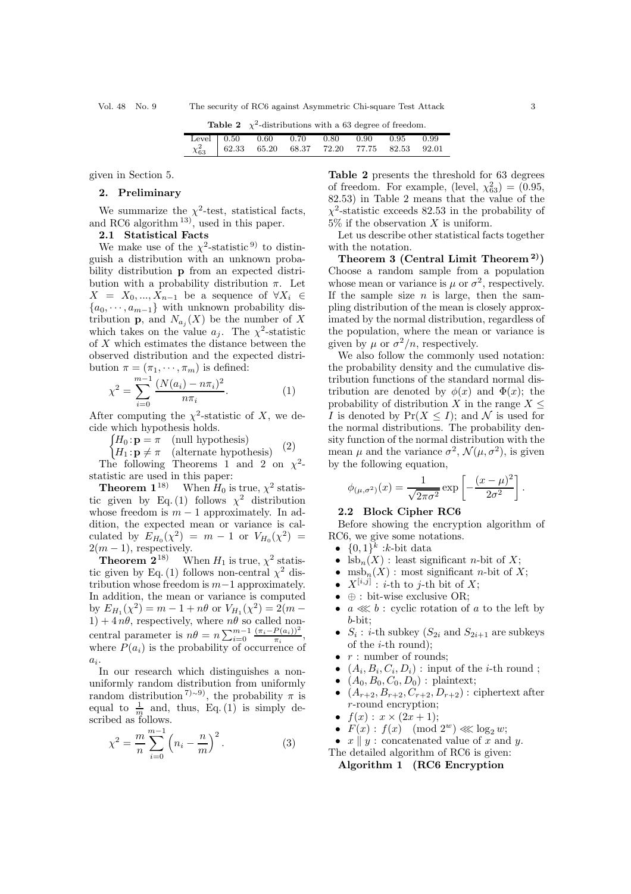**Table 2** $\chi^2$-distributions with a 63 degree of freedom.

| Level | 0.50 | 0.60 | 0.70 | 0.80 | 0.90 | 0.95 | 0.99 |
|---|---|---|---|---|---|---|---|
| $\chi^2_{63}$ | 62.33 | 65.20 | 68.37 | 72.20 | 77.75 | 82.53 | 92.01 |

given in Section 5.

## 2. Preliminary

We summarize the $\chi^2$-test, statistical facts, and RC6 algorithm [13], used in this paper.

### 2.1 Statistical Facts

We make use of the $\chi^2$-statistic [9] to distinguish a distribution with an unknown probability distribution $\mathbf{p}$ from an expected distribution with a probability distribution $\pi$. Let $X = X_0, ..., X_{n-1}$ be a sequence of $\forall X_i \in \{a_0, \cdots, a_{m-1}\}$ with unknown probability distribution $\mathbf{p}$, and $N_{a_j}(X)$ be the number of $X$ which takes on the value $a_j$. The $\chi^2$-statistic of $X$ which estimates the distance between the observed distribution and the expected distribution $\pi = (\pi_1, \cdots, \pi_m)$ is defined:

$$\chi^2 = \sum_{i=0}^{m-1} \frac{(N(a_i) - n\pi_i)^2}{n\pi_i}. \quad (1)$$

After computing the $\chi^2$-statistic of $X$, we decide which hypothesis holds.

$$\begin{cases} H_0 : \mathbf{p} = \pi & \text{(null hypothesis)} \\ H_1 : \mathbf{p} \neq \pi & \text{(alternate hypothesis)} \end{cases} \quad (2)$$

The following Theorems 1 and 2 on $\chi^2$-statistic are used in this paper:

**Theorem 1** [18] When $H_0$ is true, $\chi^2$ statistic given by Eq. (1) follows $\chi^2$ distribution whose freedom is $m-1$ approximately. In addition, the expected mean or variance is calculated by $E_{H_0}(\chi^2) = m-1$ or $V_{H_0}(\chi^2) = 2(m-1)$, respectively.

**Theorem 2** [18] When $H_1$ is true, $\chi^2$ statistic given by Eq. (1) follows non-central $\chi^2$ distribution whose freedom is $m-1$ approximately. In addition, the mean or variance is computed by $E_{H_1}(\chi^2) = m - 1 + n\theta$ or $V_{H_1}(\chi^2) = 2(m-1) + 4n\theta$, respectively, where $n\theta$ so called noncentral parameter is $n\theta = n\sum_{i=0}^{m-1} \frac{(\pi_i - P(a_i))^2}{\pi_i}$, where $P(a_i)$ is the probability of occurrence of $a_i$.

In our research which distinguishes a nonuniformly random distribution from uniformly random distribution [7)~9)], the probability $\pi$ is equal to $\frac{1}{m}$ and, thus, Eq. (1) is simply described as follows.

$$\chi^2 = \frac{m}{n} \sum_{i=0}^{m-1} \left(n_i - \frac{n}{m}\right)^2. \quad (3)$$

**Table 2** presents the threshold for 63 degrees of freedom. For example, (level, $\chi^2_{63}$) = (0.95, 82.53) in Table 2 means that the value of the $\chi^2$-statistic exceeds 82.53 in the probability of 5% if the observation $X$ is uniform.

Let us describe other statistical facts together with the notation.

**Theorem 3 (Central Limit Theorem [2])** Choose a random sample from a population whose mean or variance is $\mu$ or $\sigma^2$, respectively. If the sample size $n$ is large, then the sampling distribution of the mean is closely approximated by the normal distribution, regardless of the population, where the mean or variance is given by $\mu$ or $\sigma^2/n$, respectively.

We also follow the commonly used notation: the probability density and the cumulative distribution functions of the standard normal distribution are denoted by $\phi(x)$ and $\Phi(x)$; the probability of distribution $X$ in the range $X \leq I$ is denoted by $\Pr(X \leq I)$; and $\mathcal{N}$ is used for the normal distributions. The probability density function of the normal distribution with the mean $\mu$ and the variance $\sigma^2$, $\mathcal{N}(\mu, \sigma^2)$, is given by the following equation,

$$\phi_{(\mu,\sigma^2)}(x) = \frac{1}{\sqrt{2\pi\sigma^2}} \exp\left[-\frac{(x-\mu)^2}{2\sigma^2}\right].$$

### 2.2 Block Cipher RC6

Before showing the encryption algorithm of RC6, we give some notations.

- $\{0,1\}^k$ :$k$-bit data
- $\mathrm{lsb}_n(X)$ : least significant $n$-bit of $X$;
- $\mathrm{msb}_n(X)$ : most significant $n$-bit of $X$;
- $X^{[i,j]}$ : $i$-th to $j$-th bit of $X$;
- $\oplus$ : bit-wise exclusive OR;
- $a \lll b$ : cyclic rotation of $a$ to the left by $b$-bit;
- $S_i$ : $i$-th subkey ($S_{2i}$ and $S_{2i+1}$ are subkeys of the $i$-th round);
- $r$ : number of rounds;
- $(A_i, B_i, C_i, D_i)$ : input of the $i$-th round ;
- $(A_0, B_0, C_0, D_0)$ : plaintext;
- $(A_{r+2}, B_{r+2}, C_{r+2}, D_{r+2})$ : ciphertext after $r$-round encryption;
- $f(x)$ : $x \times (2x+1)$;
- $F(x)$ : $f(x) \pmod{2^w} \lll \log_2 w$;
- $x \| y$ : concatenated value of $x$ and $y$.

The detailed algorithm of RC6 is given:

**Algorithm 1 (RC6 Encryption**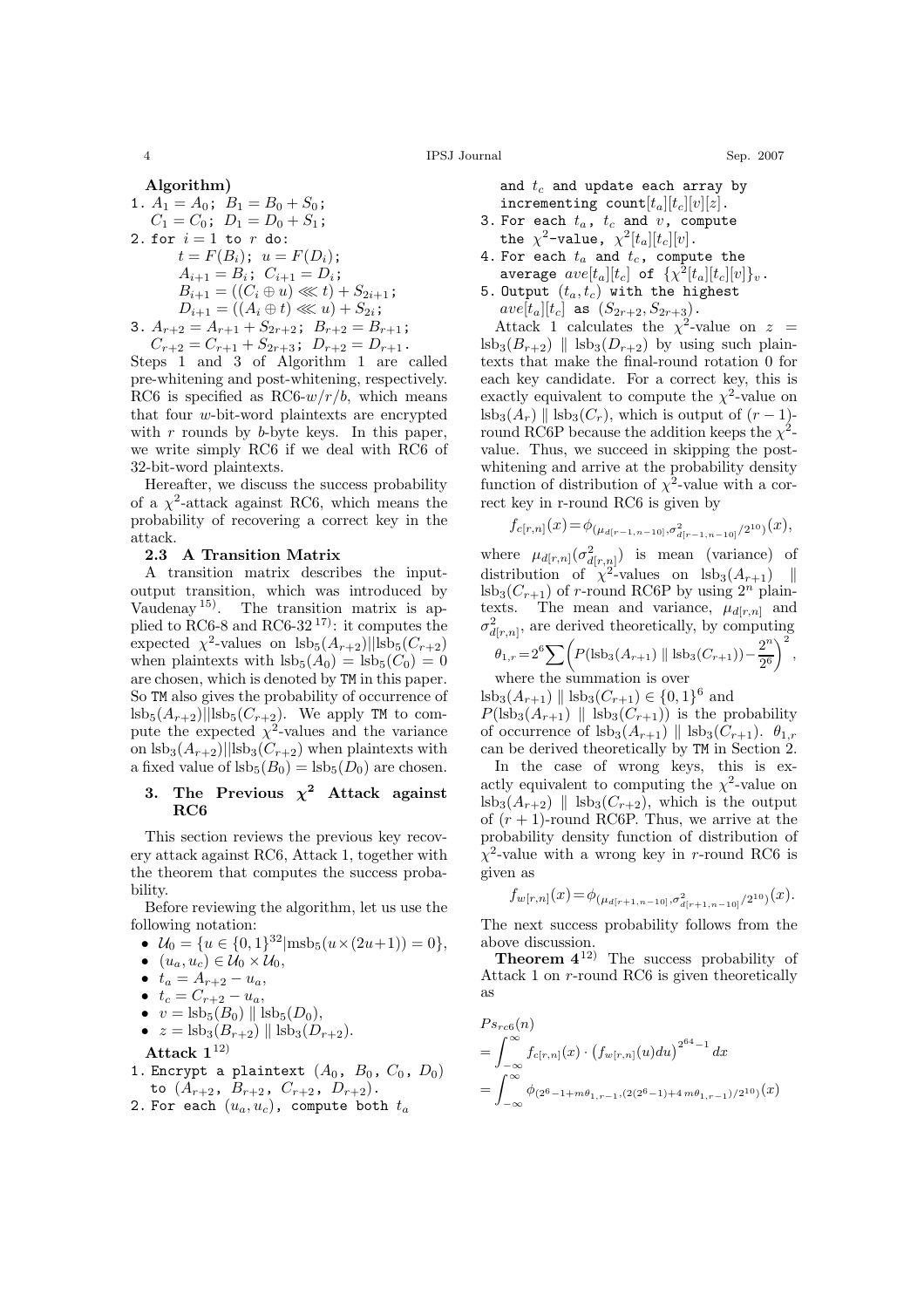**Algorithm)**

```
1. A_1 = A_0; B_1 = B_0 + S_0;
   C_1 = C_0; D_1 = D_0 + S_1;
2. for i = 1 to r do:
       t = F(B_i); u = F(D_i);
       A_{i+1} = B_i; C_{i+1} = D_i;
       B_{i+1} = ((C_i ⊕ u) <<< t) + S_{2i+1};
       D_{i+1} = ((A_i ⊕ t) <<< u) + S_{2i};
3. A_{r+2} = A_{r+1} + S_{2r+2}; B_{r+2} = B_{r+1};
   C_{r+2} = C_{r+1} + S_{2r+3}; D_{r+2} = D_{r+1}.
```

Steps 1 and 3 of Algorithm 1 are called pre-whitening and post-whitening, respectively. RC6 is specified as RC6-$w/r/b$, which means that four $w$-bit-word plaintexts are encrypted with $r$ rounds by $b$-byte keys. In this paper, we write simply RC6 if we deal with RC6 of 32-bit-word plaintexts.

Hereafter, we discuss the success probability of a $\chi^2$-attack against RC6, which means the probability of recovering a correct key in the attack.

### 2.3 A Transition Matrix

A transition matrix describes the input-output transition, which was introduced by Vaudenay [15]. The transition matrix is applied to RC6-8 and RC6-32 [17]: it computes the expected $\chi^2$-values on $\mathrm{lsb}_5(A_{r+2})||\mathrm{lsb}_5(C_{r+2})$ when plaintexts with $\mathrm{lsb}_5(A_0) = \mathrm{lsb}_5(C_0) = 0$ are chosen, which is denoted by TM in this paper. So TM also gives the probability of occurrence of $\mathrm{lsb}_5(A_{r+2})||\mathrm{lsb}_5(C_{r+2})$. We apply TM to compute the expected $\chi^2$-values and the variance on $\mathrm{lsb}_3(A_{r+2})||\mathrm{lsb}_3(C_{r+2})$ when plaintexts with a fixed value of $\mathrm{lsb}_5(B_0) = \mathrm{lsb}_5(D_0)$ are chosen.

## 3. The Previous $\chi^2$ Attack against RC6

This section reviews the previous key recovery attack against RC6, Attack 1, together with the theorem that computes the success probability.

Before reviewing the algorithm, let us use the following notation:

- $\mathcal{U}_0 = \{u \in \{0,1\}^{32} | \mathrm{msb}_5(u \times (2u+1)) = 0\}$,
- $(u_a, u_c) \in \mathcal{U}_0 \times \mathcal{U}_0$,
- $t_a = A_{r+2} - u_a$,
- $t_c = C_{r+2} - u_c$,
- $v = \mathrm{lsb}_5(B_0) \parallel \mathrm{lsb}_5(D_0)$,
- $z = \mathrm{lsb}_3(B_{r+2}) \parallel \mathrm{lsb}_3(D_{r+2})$.

**Attack 1**[12]

```
1. Encrypt a plaintext (A_0, B_0, C_0, D_0)
   to (A_{r+2}, B_{r+2}, C_{r+2}, D_{r+2}).
2. For each (u_a, u_c), compute both t_a
   and t_c and update each array by
   incrementing count[t_a][t_c][v][z].
3. For each t_a, t_c and v, compute
   the χ²-value, χ²[t_a][t_c][v].
4. For each t_a and t_c, compute the
   average ave[t_a][t_c] of {χ²[t_a][t_c][v]}_v.
5. Output (t_a, t_c) with the highest
   ave[t_a][t_c] as (S_{2r+2}, S_{2r+3}).
```

Attack 1 calculates the $\chi^2$-value on $z = \mathrm{lsb}_3(B_{r+2}) \parallel \mathrm{lsb}_3(D_{r+2})$ by using such plaintexts that make the final-round rotation 0 for each key candidate. For a correct key, this is exactly equivalent to compute the $\chi^2$-value on $\mathrm{lsb}_3(A_r) \parallel \mathrm{lsb}_3(C_r)$, which is output of $(r-1)$-round RC6P because the addition keeps the $\chi^2$-value. Thus, we succeed in skipping the post-whitening and arrive at the probability density function of distribution of $\chi^2$-value with a correct key in r-round RC6 is given by

$$f_{c[r,n]}(x) = \phi_{(\mu_{d[r-1,n-10]}, \sigma^2_{d[r-1,n-10]}/2^{10})}(x),$$

where $\mu_{d[r,n]}$ ($\sigma^2_{d[r,n]}$) is mean (variance) of distribution of $\chi^2$-values on $\mathrm{lsb}_3(A_{r+1}) \parallel \mathrm{lsb}_3(C_{r+1})$ of $r$-round RC6P by using $2^n$ plaintexts. The mean and variance, $\mu_{d[r,n]}$ and $\sigma^2_{d[r,n]}$, are derived theoretically, by computing

$$\theta_{1,r} = 2^6 \sum \left( P(\mathrm{lsb}_3(A_{r+1}) \parallel \mathrm{lsb}_3(C_{r+1})) - \frac{2^n}{2^6} \right)^2,$$

where the summation is over $\mathrm{lsb}_3(A_{r+1}) \parallel \mathrm{lsb}_3(C_{r+1}) \in \{0,1\}^6$ and $P(\mathrm{lsb}_3(A_{r+1}) \parallel \mathrm{lsb}_3(C_{r+1}))$ is the probability of occurrence of $\mathrm{lsb}_3(A_{r+1}) \parallel \mathrm{lsb}_3(C_{r+1})$. $\theta_{1,r}$ can be derived theoretically by TM in Section 2.

In the case of wrong keys, this is exactly equivalent to computing the $\chi^2$-value on $\mathrm{lsb}_3(A_{r+2}) \parallel \mathrm{lsb}_3(C_{r+2})$, which is the output of $(r+1)$-round RC6P. Thus, we arrive at the probability density function of distribution of $\chi^2$-value with a wrong key in $r$-round RC6 is given as

$$f_{w[r,n]}(x) = \phi_{(\mu_{d[r+1,n-10]}, \sigma^2_{d[r+1,n-10]}/2^{10})}(x).$$

The next success probability follows from the above discussion.

**Theorem 4**[12] The success probability of Attack 1 on $r$-round RC6 is given theoretically as

$$\begin{aligned}
&Ps_{rc6}(n) \\
&= \int_{-\infty}^{\infty} f_{c[r,n]}(x) \cdot \left(f_{w[r,n]}(u)du\right)^{2^{64}-1} dx \\
&= \int_{-\infty}^{\infty} \phi_{(2^6-1+m\theta_{1,r-1}, (2(2^6-1)+4m\theta_{1,r-1})/2^{10})}(x)
\end{aligned}$$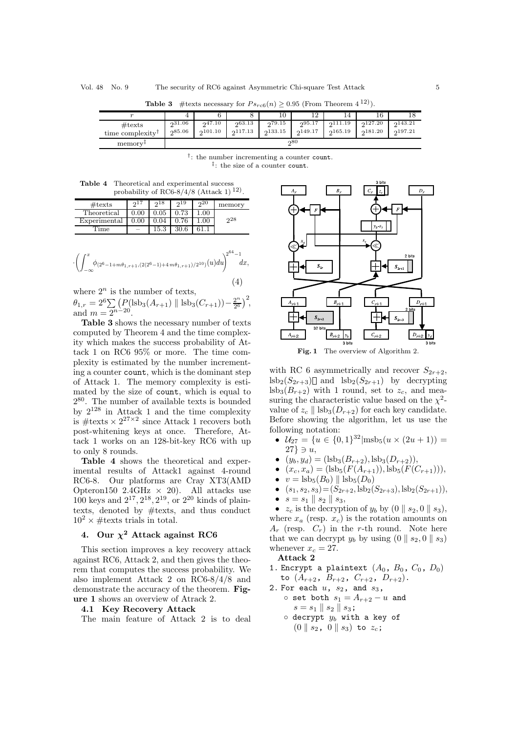**Table 3** #texts necessary for $Ps_{rc6}(n) \geq 0.95$ (From Theorem 4 [12]).

| $r$ | 4 | 6 | 8 | 10 | 12 | 14 | 16 | 18 |
|---|---|---|---|---|---|---|---|---|
| #texts | $2^{31.06}$ | $2^{47.10}$ | $2^{63.13}$ | $2^{79.15}$ | $2^{95.17}$ | $2^{111.19}$ | $2^{127.20}$ | $2^{143.21}$ |
| time complexity† | $2^{85.06}$ | $2^{101.10}$ | $2^{117.13}$ | $2^{133.15}$ | $2^{149.17}$ | $2^{165.19}$ | $2^{181.20}$ | $2^{197.21}$ |
| memory‡ | $2^{80}$ | | | | | | | |

†: the number incrementing a counter `count`.
‡: the size of a counter `count`.

**Table 4** Theoretical and experimental success probability of RC6-8/4/8 (Attack 1) [12].

| #texts | $2^{17}$ | $2^{18}$ | $2^{19}$ | $2^{20}$ | memory |
|---|---|---|---|---|---|
| Theoretical | 0.00 | 0.05 | 0.73 | 1.00 | $2^{28}$ |
| Experimental | 0.00 | 0.04 | 0.76 | 1.00 | |
| Time | – | 15.3 | 30.6 | 61.1 | |

$$\cdot\left(\int_{-\infty}^{x} \phi_{(2^6-1+m\theta_{1,r+1},(2(2^6-1)+4m\theta_{1,r+1})/2^{10})}(u)du\right)^{2^{64}-1} dx, \quad (4)$$

where $2^n$ is the number of texts,
$\theta_{1,r} = 2^6\sum\left(P(\text{lsb}_3(A_{r+1}) \parallel \text{lsb}_3(C_{r+1})) - \frac{2^n}{2^6}\right)^2$, and $m = 2^{n-20}$.

**Table 3** shows the necessary number of texts computed by Theorem 4 and the time complexity which makes the success probability of Attack 1 on RC6 95% or more. The time complexity is estimated by the number incrementing a counter `count`, which is the dominant step of Attack 1. The memory complexity is estimated by the size of `count`, which is equal to $2^{80}$. The number of available texts is bounded by $2^{128}$ in Attack 1 and the time complexity is #texts $\times\, 2^{27\times 2}$ since Attack 1 recovers both post-whitening keys at once. Therefore, Attack 1 works on an 128-bit-key RC6 with up to only 8 rounds.

**Table 4** shows the theoretical and experimental results of Attack1 against 4-round RC6-8. Our platforms are Cray XT3(AMD Opteron150 2.4GHz $\times$ 20). All attacks use 100 keys and $2^{17}, 2^{18}, 2^{19}$, or $2^{20}$ kinds of plaintexts, denoted by #texts, and thus conduct $10^2 \times$ #texts trials in total.

## 4. Our $\chi^2$ Attack against RC6

This section improves a key recovery attack against RC6, Attack 2, and then gives the theorem that computes the success probability. We also implement Attack 2 on RC6-8/4/8 and demonstrate the accuracy of the theorem. **Figure 1** shows an overview of Atrack 2.

### 4.1 Key Recovery Attack

The main feature of Attack 2 is to deal with RC 6 asymmetrically and recover $S_{2r+2}$, $\text{lsb}_2(S_{2r+3})$ and $\text{lsb}_2(S_{2r+1})$ by decrypting $\text{lsb}_3(B_{r+2})$ with 1 round, set to $z_c$, and measuring the characteristic value based on the $\chi^2$-value of $z_c \parallel \text{lsb}_3(D_{r+2})$ for each key candidate. Before showing the algorithm, let us use the following notation:

Fig. 1 The overview of Algorithm 2.

- $\mathcal{U}_{27} = \{u \in \{0,1\}^{32} | \text{msb}_5(u \times (2u+1)) = 27\} \ni u$,
- $(y_b, y_d) = (\text{lsb}_3(B_{r+2}), \text{lsb}_3(D_{r+2}))$,
- $(x_c, x_a) = (\text{lsb}_5(F(A_{r+1})), \text{lsb}_5(F(C_{r+1})))$,
- $v = \text{lsb}_5(B_0) \parallel \text{lsb}_5(D_0)$
- $(s_1, s_2, s_3) = (S_{2r+2}, \text{lsb}_2(S_{2r+3}), \text{lsb}_2(S_{2r+1}))$,
- $s = s_1 \parallel s_2 \parallel s_3$,
- $z_c$ is the decryption of $y_b$ by $(0 \parallel s_2, 0 \parallel s_3)$, where $x_a$ (resp. $x_c$) is the rotation amounts on $A_r$ (resp. $C_r$) in the $r$-th round. Note here that we can decrypt $y_b$ by using $(0 \parallel s_2, 0 \parallel s_3)$ whenever $x_c = 27$.

**Attack 2**

```
1. Encrypt a plaintext (A0, B0, C0, D0)
   to (Ar+2, Br+2, Cr+2, Dr+2).
2. For each u, s2, and s3,
   ○ set both s1 = Ar+2 − u and
     s = s1 ∥ s2 ∥ s3;
   ○ decrypt yb with a key of
     (0 ∥ s2, 0 ∥ s3) to zc;
```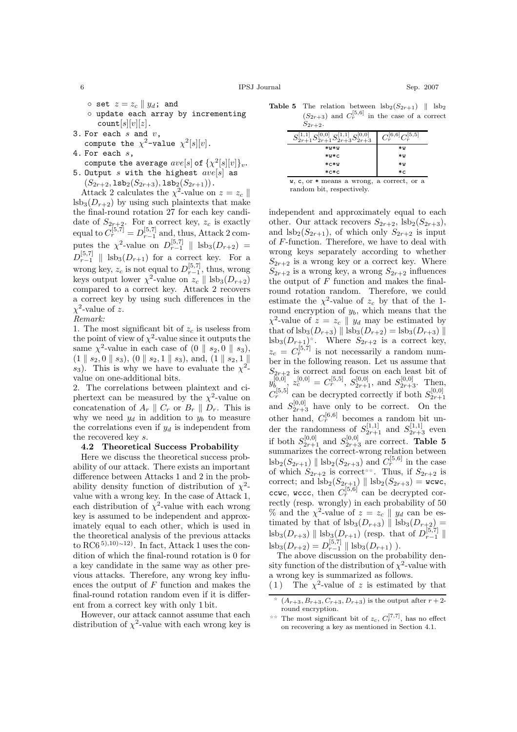◦ set $z = z_c \| y_d$; and
◦ update each array by incrementing count$[s][v][z]$.

3. For each $s$ and $v$, compute the $\chi^2$-value $\chi^2[s][v]$.
4. For each $s$, compute the average $ave[s]$ of $\{\chi^2[s][v]\}_v$.
5. Output $s$ with the highest $ave[s]$ as $(S_{2r+2}, \mathtt{lsb}_2(S_{2r+3}), \mathtt{lsb}_2(S_{2r+1}))$.

Attack 2 calculates the $\chi^2$-value on $z = z_c \| \mathrm{lsb}_3(D_{r+2})$ by using such plaintexts that make the final-round rotation 27 for each key candidate of $S_{2r+2}$. For a correct key, $z_c$ is exactly equal to $C_r^{[5,7]} = D_{r-1}^{[5,7]}$ and, thus, Attack 2 computes the $\chi^2$-value on $D_{r-1}^{[5,7]} \| \mathrm{lsb}_3(D_{r+2}) = D_{r-1}^{[5,7]} \| \mathrm{lsb}_3(D_{r+1})$ for a correct key. For a wrong key, $z_c$ is not equal to $D_{r-1}^{[5,7]}$, thus, wrong keys output lower $\chi^2$-value on $z_c \| \mathrm{lsb}_3(D_{r+2})$ compared to a correct key. Attack 2 recovers a correct key by using such differences in the $\chi^2$-value of $z$.

*Remark:*

1. The most significant bit of $z_c$ is useless from the point of view of $\chi^2$-value since it outputs the same $\chi^2$-value in each case of $(0 \| s_2, 0 \| s_3)$, $(1 \| s_2, 0 \| s_3)$, $(0 \| s_2, 1 \| s_3)$, and, $(1 \| s_2, 1 \| s_3)$. This is why we have to evaluate the $\chi^2$-value on one-additional bits.
2. The correlations between plaintext and ciphertext can be measured by the $\chi^2$-value on concatenation of $A_r \| C_r$ or $B_r \| D_r$. This is why we need $y_d$ in addition to $y_b$ to measure the correlations even if $y_d$ is independent from the recovered key $s$.

### 4.2 Theoretical Success Probability

Here we discuss the theoretical success probability of our attack. There exists an important difference between Attacks 1 and 2 in the probability density function of distribution of $\chi^2$-value with a wrong key. In the case of Attack 1, each distribution of $\chi^2$-value with each wrong key is assumed to be independent and approximately equal to each other, which is used in the theoretical analysis of the previous attacks to RC6 [5),10)~12)]. In fact, Attack 1 uses the condition of which the final-round rotation is 0 for a key candidate in the same way as other previous attacks. Therefore, any wrong key influences the output of $F$ function and makes the final-round rotation random even if it is different from a correct key with only 1 bit.

However, our attack cannot assume that each distribution of $\chi^2$-value with each wrong key is independent and approximately equal to each other. Our attack recovers $S_{2r+2}$, $\mathrm{lsb}_2(S_{2r+3})$, and $\mathrm{lsb}_2(S_{2r+1})$, of which only $S_{2r+2}$ is input of $F$-function. Therefore, we have to deal with wrong keys separately according to whether $S_{2r+2}$ is a wrong key or a correct key. Where $S_{2r+2}$ is a wrong key, a wrong $S_{2r+2}$ influences the output of $F$ function and makes the final-round rotation random. Therefore, we could estimate the $\chi^2$-value of $z_c$ by that of the 1-round encryption of $y_b$, which means that the $\chi^2$-value of $z = z_c \| y_d$ may be estimated by that of $\mathrm{lsb}_3(D_{r+3}) \| \mathrm{lsb}_3(D_{r+2}) = \mathrm{lsb}_3(D_{r+3}) \| \mathrm{lsb}_3(D_{r+1})$[*]. Where $S_{2r+2}$ is a correct key, $z_c = C_r^{[5,7]}$ is not necessarily a random number in the following reason. Let us assume that $S_{2r+2}$ is correct and focus on each least bit of $y_b^{[0,0]}$, $z_c^{[0,0]} = C_r^{[5,5]}$, $S_{2r+1}^{[0,0]}$, and $S_{2r+3}^{[0,0]}$. Then, $C_r^{[5,5]}$ can be decrypted correctly if both $S_{2r+1}^{[0,0]}$ and $S_{2r+3}^{[0,0]}$ have only to be correct. On the other hand, $C_r^{[6,6]}$ becomes a random bit under the randomness of $S_{2r+1}^{[1,1]}$ and $S_{2r+3}^{[1,1]}$ even if both $S_{2r+1}^{[0,0]}$ and $S_{2r+3}^{[0,0]}$ are correct. **Table 5** summarizes the correct-wrong relation between $\mathrm{lsb}_2(S_{2r+1}) \| \mathrm{lsb}_2(S_{2r+3})$ and $C_r^{[5,6]}$ in the case of which $S_{2r+2}$ is correct[**]. Thus, if $S_{2r+2}$ is correct; and $\mathrm{lsb}_2(S_{2r+1}) \| \mathrm{lsb}_2(S_{2r+3}) =$ wcwc, ccwc, wccc, then $C_r^{[5,6]}$ can be decrypted correctly (resp. wrongly) in each probability of 50 % and the $\chi^2$-value of $z = z_c \| y_d$ can be estimated by that of $\mathrm{lsb}_3(D_{r+3}) \| \mathrm{lsb}_3(D_{r+2}) = \mathrm{lsb}_3(D_{r+3}) \| \mathrm{lsb}_3(D_{r+1})$ (resp. that of $D_{r-1}^{[5,7]} \| \mathrm{lsb}_3(D_{r+2}) = D_{r-1}^{[5,7]} \| \mathrm{lsb}_3(D_{r+1})$ ).

The above discussion on the probability density function of the distribution of $\chi^2$-value with a wrong key is summarized as follows.

(1) The $\chi^2$-value of $z$ is estimated by that

**Table 5** The relation between $\mathrm{lsb}_2(S_{2r+1}) \| \mathrm{lsb}_2(S_{2r+3})$ and $C_r^{[5,6]}$ in the case of a correct $S_{2r+2}$.

| $S_{2r+1}^{[1,1]} S_{2r+1}^{[0,0]} S_{2r+3}^{[1,1]} S_{2r+3}^{[0,0]}$ | $C_r^{[6,6]} C_r^{[5,5]}$ |
|---|---|
| *w*w | *w |
| *w*c | *w |
| *c*w | *w |
| *c*c | *c |

w, c, or * means a wrong, a correct, or a random bit, respectively.

[*] $(A_{r+3}, B_{r+3}, C_{r+3}, D_{r+3})$ is the output after $r+2$-round encryption.

[**] The most significant bit of $z_c$, $C_r^{[7,7]}$, has no effect on recovering a key as mentioned in Section 4.1.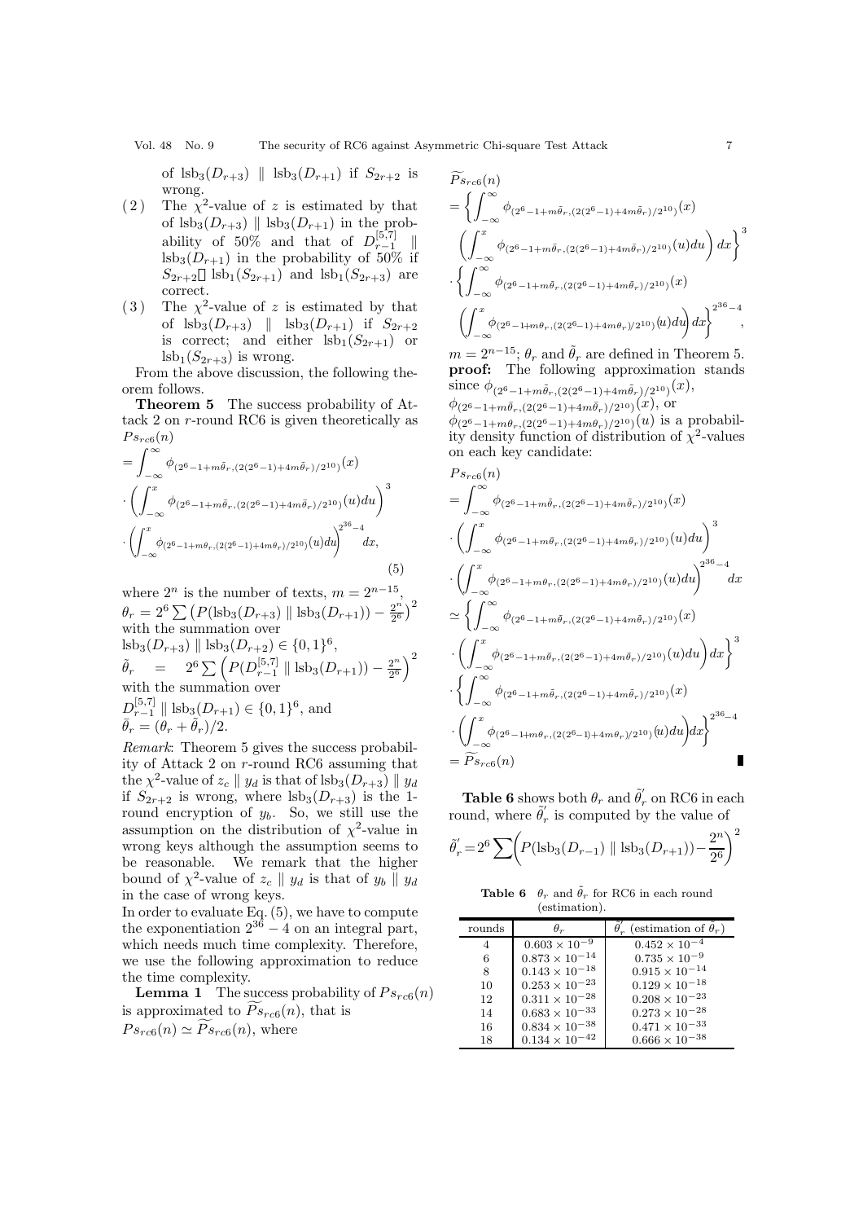of $\text{lsb}_3(D_{r+3}) \parallel \text{lsb}_3(D_{r+1})$ if $S_{2r+2}$ is wrong.

(2) The $\chi^2$-value of $z$ is estimated by that of $\text{lsb}_3(D_{r+3}) \parallel \text{lsb}_3(D_{r+1})$ in the probability of 50% and that of $D_{r-1}^{[5,7]} \parallel \text{lsb}_3(D_{r+1})$ in the probability of 50% if $S_{2r+2}$ $\text{lsb}_1(S_{2r+1})$ and $\text{lsb}_1(S_{2r+3})$ are correct.

(3) The $\chi^2$-value of $z$ is estimated by that of $\text{lsb}_3(D_{r+3}) \parallel \text{lsb}_3(D_{r+1})$ if $S_{2r+2}$ is correct; and either $\text{lsb}_1(S_{2r+1})$ or $\text{lsb}_1(S_{2r+3})$ is wrong.

From the above discussion, the following theorem follows.

**Theorem 5** The success probability of Attack 2 on $r$-round RC6 is given theoretically as

$$
\begin{aligned}
&Ps_{rc6}(n) \\
&= \int_{-\infty}^{\infty} \phi_{(2^6-1+m\bar{\theta}_r,(2(2^6-1)+4m\bar{\theta}_r)/2^{10})}(x) \\
&\cdot \left( \int_{-\infty}^{x} \phi_{(2^6-1+m\bar{\theta}_r,(2(2^6-1)+4m\bar{\theta}_r)/2^{10})}(u)du \right)^3 \\
&\cdot \left( \int_{-\infty}^{x} \phi_{(2^6-1+m\theta_r,(2(2^6-1)+4m\theta_r)/2^{10})}(u)du \right)^{2^{36}-4} dx,
\end{aligned}
\tag{5}
$$

where $2^n$ is the number of texts, $m = 2^{n-15}$, $\theta_r = 2^6 \sum \left(P(\text{lsb}_3(D_{r+3}) \parallel \text{lsb}_3(D_{r+1})) - \frac{2^n}{2^6}\right)^2$ with the summation over $\text{lsb}_3(D_{r+3}) \parallel \text{lsb}_3(D_{r+2}) \in \{0,1\}^6$, $\tilde{\theta}_r = 2^6 \sum \left(P(D_{r-1}^{[5,7]} \parallel \text{lsb}_3(D_{r+1})) - \frac{2^n}{2^6}\right)^2$ with the summation over $D_{r-1}^{[5,7]} \parallel \text{lsb}_3(D_{r+1}) \in \{0,1\}^6$, and $\bar{\theta}_r = (\theta_r + \tilde{\theta}_r)/2$.

*Remark*: Theorem 5 gives the success probability of Attack 2 on $r$-round RC6 assuming that the $\chi^2$-value of $z_c \parallel y_d$ is that of $\text{lsb}_3(D_{r+3}) \parallel y_d$ if $S_{2r+2}$ is wrong, where $\text{lsb}_3(D_{r+3})$ is the 1-round encryption of $y_b$. So, we still use the assumption on the distribution of $\chi^2$-value in wrong keys although the assumption seems to be reasonable. We remark that the higher bound of $\chi^2$-value of $z_c \parallel y_d$ is that of $y_b \parallel y_d$ in the case of wrong keys.

In order to evaluate Eq. (5), we have to compute the exponentiation $2^{36} - 4$ on an integral part, which needs much time complexity. Therefore, we use the following approximation to reduce the time complexity.

**Lemma 1** The success probability of $Ps_{rc6}(n)$ is approximated to $\widetilde{P}s_{rc6}(n)$, that is $Ps_{rc6}(n) \simeq \widetilde{P}s_{rc6}(n)$, where

$$
\begin{aligned}
&\widetilde{P}s_{rc6}(n) \\
&= \left\{ \int_{-\infty}^{\infty} \phi_{(2^6-1+m\bar{\theta}_r,(2(2^6-1)+4m\bar{\theta}_r)/2^{10})}(x) \right. \\
&\left. \left( \int_{-\infty}^{x} \phi_{(2^6-1+m\bar{\theta}_r,(2(2^6-1)+4m\bar{\theta}_r)/2^{10})}(u)du \right) dx \right\}^3 \\
&\cdot \left\{ \int_{-\infty}^{\infty} \phi_{(2^6-1+m\bar{\theta}_r,(2(2^6-1)+4m\bar{\theta}_r)/2^{10})}(x) \right. \\
&\left. \left( \int_{-\infty}^{x} \phi_{(2^6-1+m\theta_r,(2(2^6-1)+4m\theta_r)/2^{10})}(u)du \right) dx \right\}^{2^{36}-4},
\end{aligned}
$$

$m = 2^{n-15}$; $\theta_r$ and $\tilde{\theta}_r$ are defined in Theorem 5.

**proof:** The following approximation stands since $\phi_{(2^6-1+m\tilde{\theta}_r,(2(2^6-1)+4m\tilde{\theta}_r)/2^{10})}(x)$, $\phi_{(2^6-1+m\bar{\theta}_r,(2(2^6-1)+4m\bar{\theta}_r)/2^{10})}(x)$, or $\phi_{(2^6-1+m\theta_r,(2(2^6-1)+4m\theta_r)/2^{10})}(u)$ is a probability density function of distribution of $\chi^2$-values on each key candidate:

$$
\begin{aligned}
&Ps_{rc6}(n) \\
&= \int_{-\infty}^{\infty} \phi_{(2^6-1+m\tilde{\theta}_r,(2(2^6-1)+4m\tilde{\theta}_r)/2^{10})}(x) \\
&\cdot \left( \int_{-\infty}^{x} \phi_{(2^6-1+m\bar{\theta}_r,(2(2^6-1)+4m\bar{\theta}_r)/2^{10})}(u)du \right)^3 \\
&\cdot \left( \int_{-\infty}^{x} \phi_{(2^6-1+m\theta_r,(2(2^6-1)+4m\theta_r)/2^{10})}(u)du \right)^{2^{36}-4} dx \\
&\simeq \left\{ \int_{-\infty}^{\infty} \phi_{(2^6-1+m\tilde{\theta}_r,(2(2^6-1)+4m\tilde{\theta}_r)/2^{10})}(x) \right. \\
&\cdot \left. \left( \int_{-\infty}^{x} \phi_{(2^6-1+m\bar{\theta}_r,(2(2^6-1)+4m\bar{\theta}_r)/2^{10})}(u)du \right) dx \right\}^3 \\
&\cdot \left\{ \int_{-\infty}^{\infty} \phi_{(2^6-1+m\tilde{\theta}_r,(2(2^6-1)+4m\tilde{\theta}_r)/2^{10})}(x) \right. \\
&\cdot \left. \left( \int_{-\infty}^{x} \phi_{(2^6-1+m\theta_r,(2(2^6-1)+4m\theta_r)/2^{10})}(u)du \right) dx \right\}^{2^{36}-4} \\
&= \widetilde{P}s_{rc6}(n)
\end{aligned}
$$

∎

**Table 6** shows both $\theta_r$ and $\tilde{\theta}_r'$ on RC6 in each round, where $\tilde{\theta}_r'$ is computed by the value of

$$
\tilde{\theta}_r' = 2^6 \sum \left( P(\text{lsb}_3(D_{r-1}) \parallel \text{lsb}_3(D_{r+1})) - \frac{2^n}{2^6} \right)^2
$$

**Table 6** $\theta_r$ and $\tilde{\theta}_r$ for RC6 in each round (estimation).

| rounds | $\theta_r$ | $\tilde{\theta}_r'$ (estimation of $\tilde{\theta}_r$) |
|---|---|---|
| 4 | $0.603 \times 10^{-9}$ | $0.452 \times 10^{-4}$ |
| 6 | $0.873 \times 10^{-14}$ | $0.735 \times 10^{-9}$ |
| 8 | $0.143 \times 10^{-18}$ | $0.915 \times 10^{-14}$ |
| 10 | $0.253 \times 10^{-23}$ | $0.129 \times 10^{-18}$ |
| 12 | $0.311 \times 10^{-28}$ | $0.208 \times 10^{-23}$ |
| 14 | $0.683 \times 10^{-33}$ | $0.273 \times 10^{-28}$ |
| 16 | $0.834 \times 10^{-38}$ | $0.471 \times 10^{-33}$ |
| 18 | $0.134 \times 10^{-42}$ | $0.666 \times 10^{-38}$ |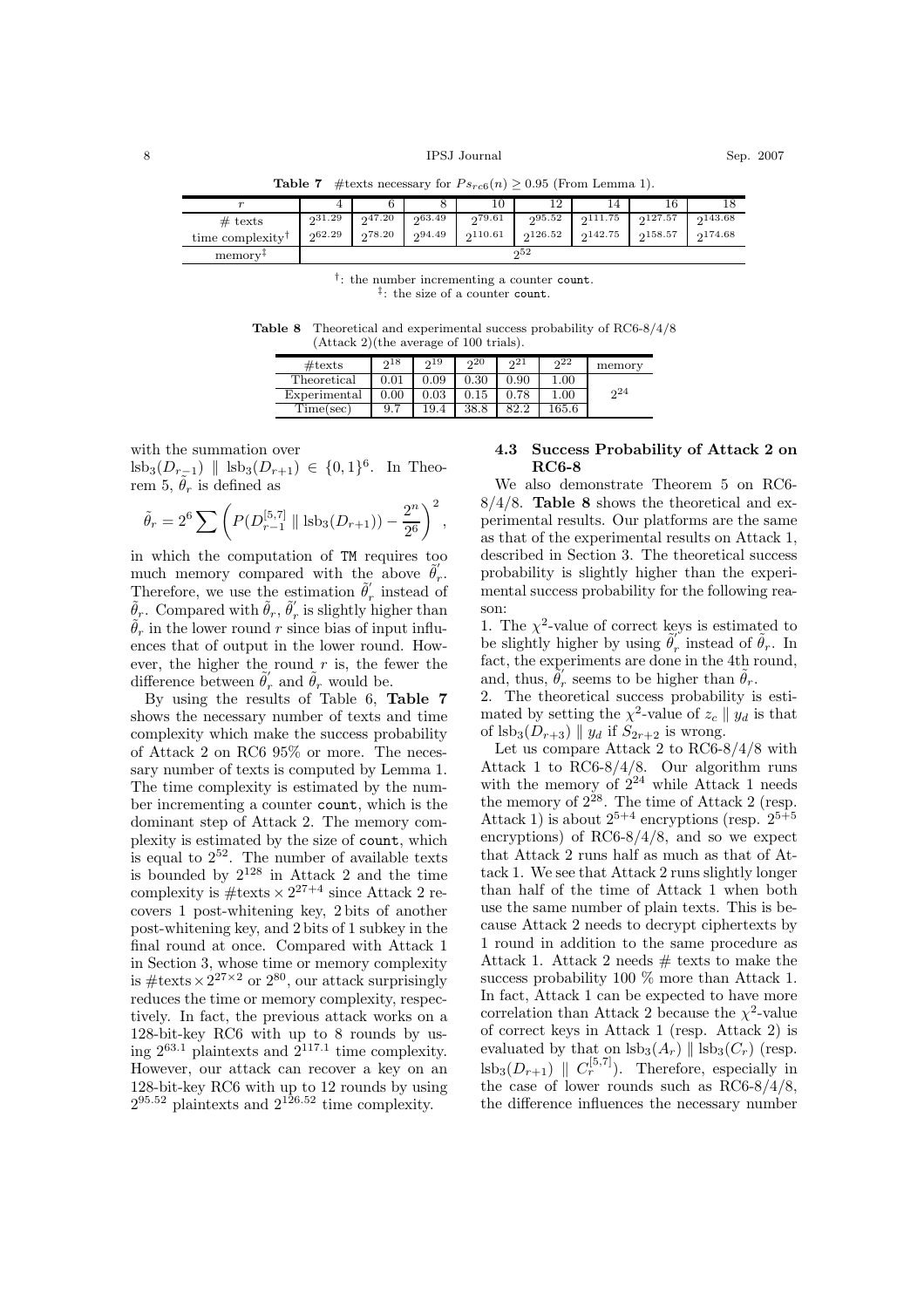**Table 7** #texts necessary for $Ps_{rc6}(n) \geq 0.95$ (From Lemma 1).

| $r$ | 4 | 6 | 8 | 10 | 12 | 14 | 16 | 18 |
|---|---|---|---|---|---|---|---|---|
| # texts | $2^{31.29}$ | $2^{47.20}$ | $2^{63.49}$ | $2^{79.61}$ | $2^{95.52}$ | $2^{111.75}$ | $2^{127.57}$ | $2^{143.68}$ |
| time complexity† | $2^{62.29}$ | $2^{78.20}$ | $2^{94.49}$ | $2^{110.61}$ | $2^{126.52}$ | $2^{142.75}$ | $2^{158.57}$ | $2^{174.68}$ |
| memory‡ | $2^{52}$ | | | | | | | |

†: the number incrementing a counter count.
‡: the size of a counter count.

**Table 8** Theoretical and experimental success probability of RC6-8/4/8 (Attack 2)(the average of 100 trials).

| #texts | $2^{18}$ | $2^{19}$ | $2^{20}$ | $2^{21}$ | $2^{22}$ | memory |
|---|---|---|---|---|---|---|
| Theoretical | 0.01 | 0.09 | 0.30 | 0.90 | 1.00 | $2^{24}$ |
| Experimental | 0.00 | 0.03 | 0.15 | 0.78 | 1.00 | |
| Time(sec) | 9.7 | 19.4 | 38.8 | 82.2 | 165.6 | |

with the summation over $\mathrm{lsb}_3(D_{r-1}) \parallel \mathrm{lsb}_3(D_{r+1}) \in \{0,1\}^6$. In Theorem 5, $\tilde{\theta}_r$ is defined as

$$\tilde{\theta}_r = 2^6 \sum \left( P(D_{r-1}^{[5,7]} \parallel \mathrm{lsb}_3(D_{r+1})) - \frac{2^n}{2^6} \right)^2,$$

in which the computation of TM requires too much memory compared with the above $\tilde{\theta}_r'$. Therefore, we use the estimation $\tilde{\theta}_r'$ instead of $\tilde{\theta}_r$. Compared with $\tilde{\theta}_r$, $\tilde{\theta}_r'$ is slightly higher than $\tilde{\theta}_r$ in the lower round $r$ since bias of input influences that of output in the lower round. However, the higher the round $r$ is, the fewer the difference between $\tilde{\theta}_r'$ and $\tilde{\theta}_r$ would be.

By using the results of Table 6, **Table 7** shows the necessary number of texts and time complexity which make the success probability of Attack 2 on RC6 95% or more. The necessary number of texts is computed by Lemma 1. The time complexity is estimated by the number incrementing a counter count, which is the dominant step of Attack 2. The memory complexity is estimated by the size of count, which is equal to $2^{52}$. The number of available texts is bounded by $2^{128}$ in Attack 2 and the time complexity is #texts $\times 2^{27+4}$ since Attack 2 recovers 1 post-whitening key, 2 bits of another post-whitening key, and 2 bits of 1 subkey in the final round at once. Compared with Attack 1 in Section 3, whose time or memory complexity is #texts $\times 2^{27\times 2}$ or $2^{80}$, our attack surprisingly reduces the time or memory complexity, respectively. In fact, the previous attack works on a 128-bit-key RC6 with up to 8 rounds by using $2^{63.1}$ plaintexts and $2^{117.1}$ time complexity. However, our attack can recover a key on an 128-bit-key RC6 with up to 12 rounds by using $2^{95.52}$ plaintexts and $2^{126.52}$ time complexity.

### 4.3 Success Probability of Attack 2 on RC6-8

We also demonstrate Theorem 5 on RC6-8/4/8. **Table 8** shows the theoretical and experimental results. Our platforms are the same as that of the experimental results on Attack 1, described in Section 3. The theoretical success probability is slightly higher than the experimental success probability for the following reason:

1. The $\chi^2$-value of correct keys is estimated to be slightly higher by using $\tilde{\theta}_r'$ instead of $\tilde{\theta}_r$. In fact, the experiments are done in the 4th round, and, thus, $\tilde{\theta}_r'$ seems to be higher than $\tilde{\theta}_r$.
2. The theoretical success probability is estimated by setting the $\chi^2$-value of $z_c \parallel y_d$ is that of $\mathrm{lsb}_3(D_{r+3}) \parallel y_d$ if $S_{2r+2}$ is wrong.

Let us compare Attack 2 to RC6-8/4/8 with Attack 1 to RC6-8/4/8. Our algorithm runs with the memory of $2^{24}$ while Attack 1 needs the memory of $2^{28}$. The time of Attack 2 (resp. Attack 1) is about $2^{5+4}$ encryptions (resp. $2^{5+5}$ encryptions) of RC6-8/4/8, and so we expect that Attack 2 runs half as much as that of Attack 1. We see that Attack 2 runs slightly longer than half of the time of Attack 1 when both use the same number of plain texts. This is because Attack 2 needs to decrypt ciphertexts by 1 round in addition to the same procedure as Attack 1. Attack 2 needs # texts to make the success probability 100 % more than Attack 1. In fact, Attack 1 can be expected to have more correlation than Attack 2 because the $\chi^2$-value of correct keys in Attack 1 (resp. Attack 2) is evaluated by that on $\mathrm{lsb}_3(A_r) \parallel \mathrm{lsb}_3(C_r)$ (resp. $\mathrm{lsb}_3(D_{r+1}) \parallel C_r^{[5,7]}$). Therefore, especially in the case of lower rounds such as RC6-8/4/8, the difference influences the necessary number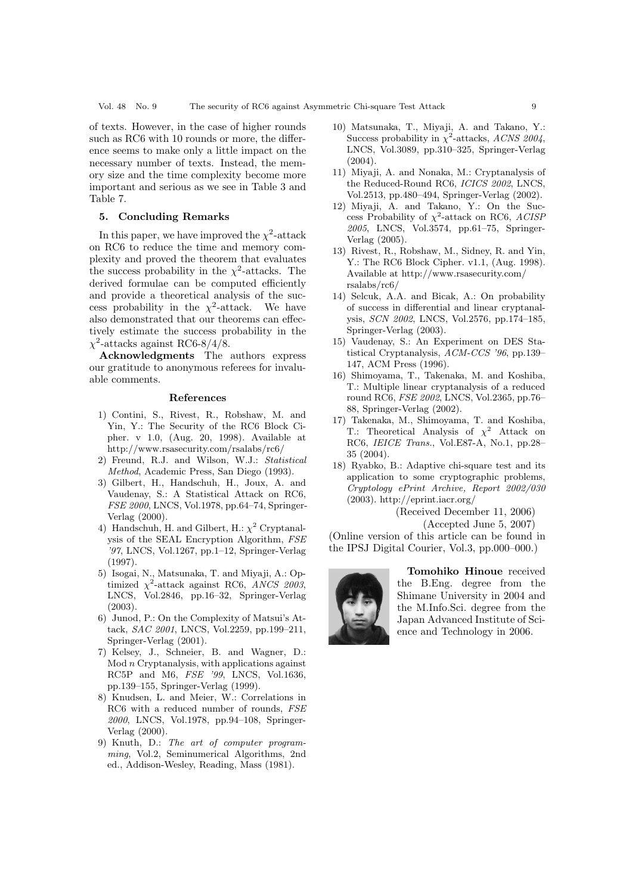of texts. However, in the case of higher rounds such as RC6 with 10 rounds or more, the difference seems to make only a little impact on the necessary number of texts. Instead, the memory size and the time complexity become more important and serious as we see in Table 3 and Table 7.

## 5. Concluding Remarks

In this paper, we have improved the $\chi^2$-attack on RC6 to reduce the time and memory complexity and proved the theorem that evaluates the success probability in the $\chi^2$-attacks. The derived formulae can be computed efficiently and provide a theoretical analysis of the success probability in the $\chi^2$-attack. We have also demonstrated that our theorems can effectively estimate the success probability in the $\chi^2$-attacks against RC6-8/4/8.

**Acknowledgments** The authors express our gratitude to anonymous referees for invaluable comments.

### References

1) Contini, S., Rivest, R., Robshaw, M. and Yin, Y.: The Security of the RC6 Block Cipher. v 1.0, (Aug. 20, 1998). Available at http://www.rsasecurity.com/rsalabs/rc6/
2) Freund, R.J. and Wilson, W.J.: *Statistical Method*, Academic Press, San Diego (1993).
3) Gilbert, H., Handschuh, H., Joux, A. and Vaudenay, S.: A Statistical Attack on RC6, *FSE 2000*, LNCS, Vol.1978, pp.64–74, Springer-Verlag (2000).
4) Handschuh, H. and Gilbert, H.: $\chi^2$ Cryptanalysis of the SEAL Encryption Algorithm, *FSE '97*, LNCS, Vol.1267, pp.1–12, Springer-Verlag (1997).
5) Isogai, N., Matsunaka, T. and Miyaji, A.: Optimized $\chi^2$-attack against RC6, *ANCS 2003*, LNCS, Vol.2846, pp.16–32, Springer-Verlag (2003).
6) Junod, P.: On the Complexity of Matsui's Attack, *SAC 2001*, LNCS, Vol.2259, pp.199–211, Springer-Verlag (2001).
7) Kelsey, J., Schneier, B. and Wagner, D.: Mod $n$ Cryptanalysis, with applications against RC5P and M6, *FSE '99*, LNCS, Vol.1636, pp.139–155, Springer-Verlag (1999).
8) Knudsen, L. and Meier, W.: Correlations in RC6 with a reduced number of rounds, *FSE 2000*, LNCS, Vol.1978, pp.94–108, Springer-Verlag (2000).
9) Knuth, D.: *The art of computer programming*, Vol.2, Seminumerical Algorithms, 2nd ed., Addison-Wesley, Reading, Mass (1981).
10) Matsunaka, T., Miyaji, A. and Takano, Y.: Success probability in $\chi^2$-attacks, *ACNS 2004*, LNCS, Vol.3089, pp.310–325, Springer-Verlag (2004).
11) Miyaji, A. and Nonaka, M.: Cryptanalysis of the Reduced-Round RC6, *ICICS 2002*, LNCS, Vol.2513, pp.480–494, Springer-Verlag (2002).
12) Miyaji, A. and Takano, Y.: On the Success Probability of $\chi^2$-attack on RC6, *ACISP 2005*, LNCS, Vol.3574, pp.61–75, Springer-Verlag (2005).
13) Rivest, R., Robshaw, M., Sidney, R. and Yin, Y.: The RC6 Block Cipher. v1.1, (Aug. 1998). Available at http://www.rsasecurity.com/rsalabs/rc6/
14) Selcuk, A.A. and Bicak, A.: On probability of success in differential and linear cryptanalysis, *SCN 2002*, LNCS, Vol.2576, pp.174–185, Springer-Verlag (2003).
15) Vaudenay, S.: An Experiment on DES Statistical Cryptanalysis, *ACM-CCS '96*, pp.139–147, ACM Press (1996).
16) Shimoyama, T., Takenaka, M. and Koshiba, T.: Multiple linear cryptanalysis of a reduced round RC6, *FSE 2002*, LNCS, Vol.2365, pp.76–88, Springer-Verlag (2002).
17) Takenaka, M., Shimoyama, T. and Koshiba, T.: Theoretical Analysis of $\chi^2$ Attack on RC6, *IEICE Trans.*, Vol.E87-A, No.1, pp.28–35 (2004).
18) Ryabko, B.: Adaptive chi-square test and its application to some cryptographic problems, *Cryptology ePrint Archive, Report 2002/030* (2003). http://eprint.iacr.org/

(Received December 11, 2006)

(Accepted June 5, 2007)

(Online version of this article can be found in the IPSJ Digital Courier, Vol.3, pp.000–000.)

**Tomohiko Hinoue** received the B.Eng. degree from the Shimane University in 2004 and the M.Info.Sci. degree from the Japan Advanced Institute of Science and Technology in 2006.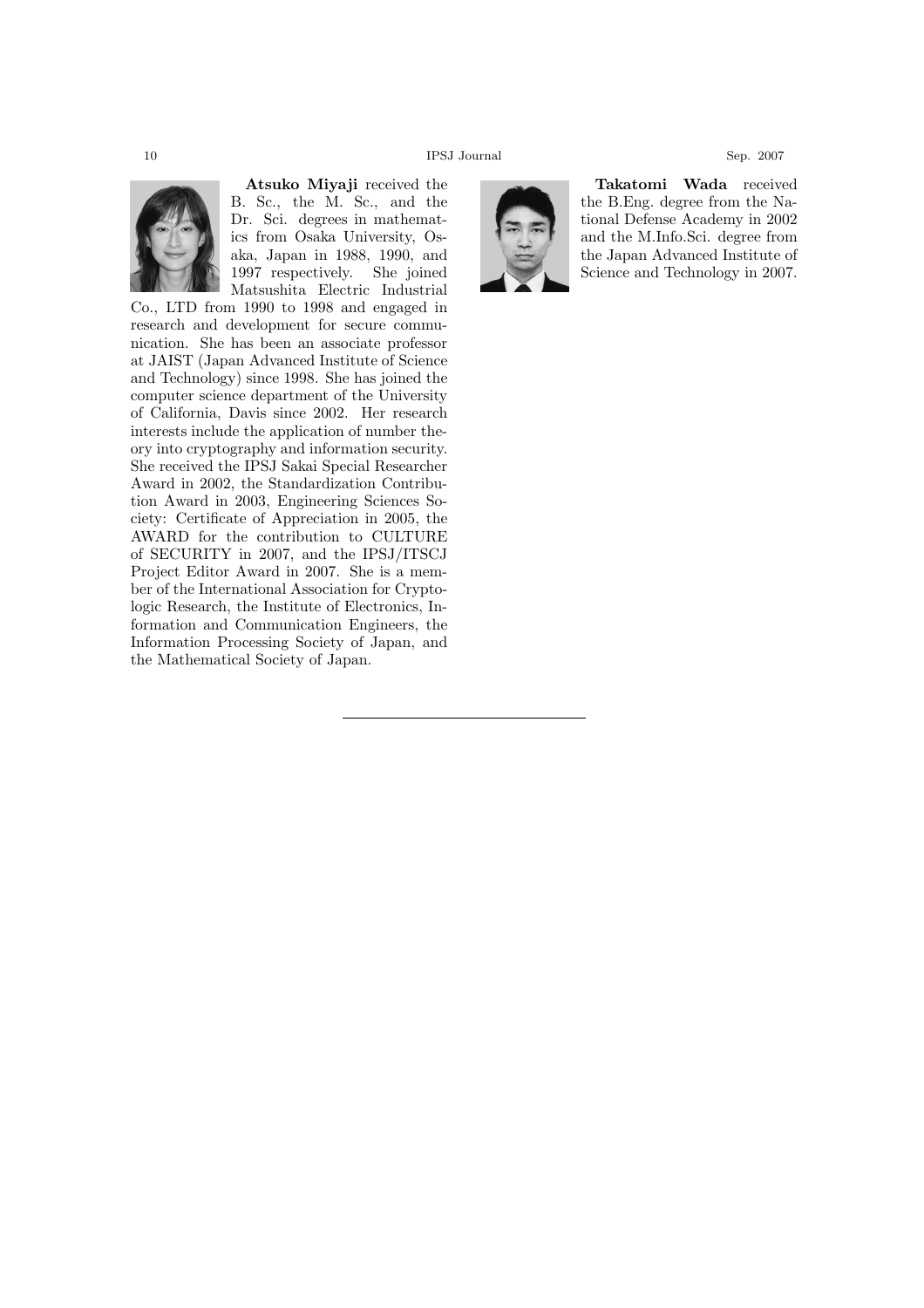**Atsuko Miyaji** received the B. Sc., the M. Sc., and the Dr. Sci. degrees in mathematics from Osaka University, Osaka, Japan in 1988, 1990, and 1997 respectively. She joined Matsushita Electric Industrial Co., LTD from 1990 to 1998 and engaged in research and development for secure communication. She has been an associate professor at JAIST (Japan Advanced Institute of Science and Technology) since 1998. She has joined the computer science department of the University of California, Davis since 2002. Her research interests include the application of number theory into cryptography and information security. She received the IPSJ Sakai Special Researcher Award in 2002, the Standardization Contribution Award in 2003, Engineering Sciences Society: Certificate of Appreciation in 2005, the AWARD for the contribution to CULTURE of SECURITY in 2007, and the IPSJ/ITSCJ Project Editor Award in 2007. She is a member of the International Association for Cryptologic Research, the Institute of Electronics, Information and Communication Engineers, the Information Processing Society of Japan, and the Mathematical Society of Japan.

**Takatomi Wada** received the B.Eng. degree from the National Defense Academy in 2002 and the M.Info.Sci. degree from the Japan Advanced Institute of Science and Technology in 2007.